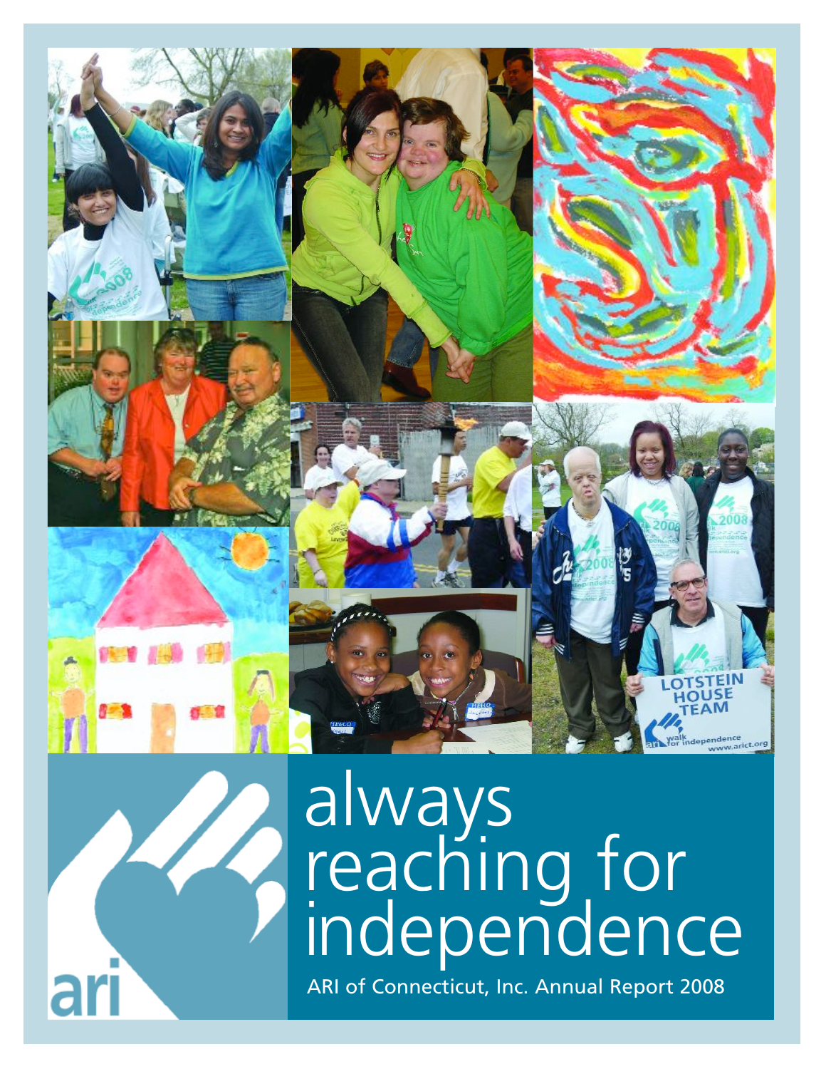# always reaching for independence

ARI of Connecticut, Inc. Annual Report 2008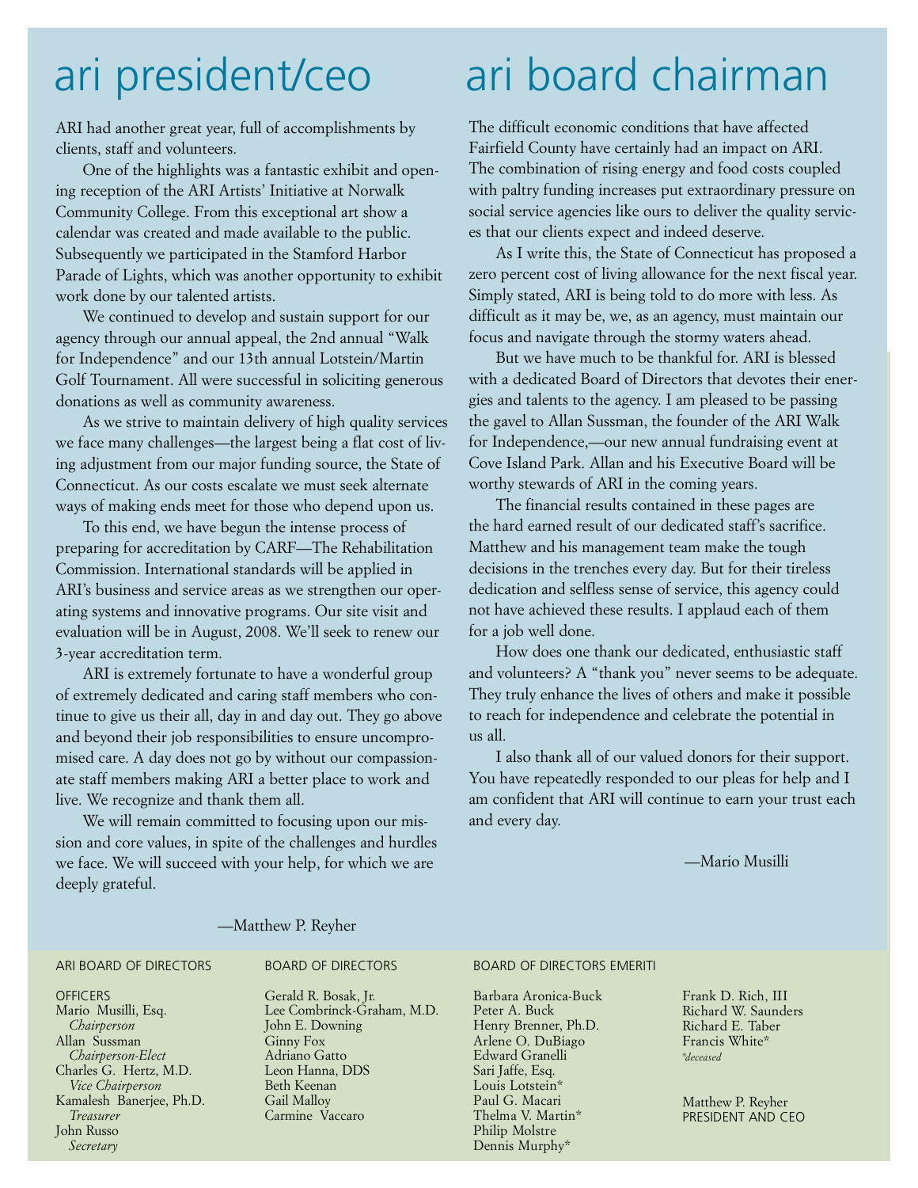# ari president/ceo

ARI had another great year, full of accomplishments by clients, staff and volunteers.

One of the highlights was a fantastic exhibit and opening reception of the ARI Artists' Initiative at Norwalk Community College. From this exceptional art show a calendar was created and made available to the public. Subsequently we participated in the Stamford Harbor Parade of Lights, which was another opportunity to exhibit work done by our talented artists.

We continued to develop and sustain support for our agency through our annual appeal, the 2nd annual "Walk for Independence" and our 13th annual Lotstein/Martin Golf Tournament. All were successful in soliciting generous donations as well as community awareness.

As we strive to maintain delivery of high quality services we face many challenges—the largest being a flat cost of living adjustment from our major funding source, the State of Connecticut. As our costs escalate we must seek alternate ways of making ends meet for those who depend upon us.

To this end, we have begun the intense process of preparing for accreditation by CARF—The Rehabilitation Commission. International standards will be applied in ARI's business and service areas as we strengthen our operating systems and innovative programs. Our site visit and evaluation will be in August, 2008. We'll seek to renew our 3-year accreditation term.

ARI is extremely fortunate to have a wonderful group of extremely dedicated and caring staff members who continue to give us their all, day in and day out. They go above and beyond their job responsibilities to ensure uncompromised care. A day does not go by without our compassionate staff members making ARI a better place to work and live. We recognize and thank them all.

We will remain committed to focusing upon our mission and core values, in spite of the challenges and hurdles we face. We will succeed with your help, for which we are deeply grateful.

—Matthew P. Reyher

# ari board chairman

The difficult economic conditions that have affected Fairfield County have certainly had an impact on ARI. The combination of rising energy and food costs coupled with paltry funding increases put extraordinary pressure on social service agencies like ours to deliver the quality services that our clients expect and indeed deserve.

As I write this, the State of Connecticut has proposed a zero percent cost of living allowance for the next fiscal year. Simply stated, ARI is being told to do more with less. As difficult as it may be, we, as an agency, must maintain our focus and navigate through the stormy waters ahead.

But we have much to be thankful for. ARI is blessed with a dedicated Board of Directors that devotes their energies and talents to the agency. I am pleased to be passing the gavel to Allan Sussman, the founder of the ARI Walk for Independence,—our new annual fundraising event at Cove Island Park. Allan and his Executive Board will be worthy stewards of ARI in the coming years.

The financial results contained in these pages are the hard earned result of our dedicated staff's sacrifice. Matthew and his management team make the tough decisions in the trenches every day. But for their tireless dedication and selfless sense of service, this agency could not have achieved these results. I applaud each of them for a job well done.

How does one thank our dedicated, enthusiastic staff and volunteers? A "thank you" never seems to be adequate. They truly enhance the lives of others and make it possible to reach for independence and celebrate the potential in us all.

I also thank all of our valued donors for their support. You have repeatedly responded to our pleas for help and I am confident that ARI will continue to earn your trust each and every day.

—Mario Musilli

## ARI BOARD OF DIRECTORS

OFFICERS

Mario Musilli, Esq.
*Chairperson*

Allan Sussman
*Chairperson-Elect*

Charles G. Hertz, M.D.
*Vice Chairperson*

Kamalesh Banerjee, Ph.D.
*Treasurer*

John Russo
*Secretary*

## BOARD OF DIRECTORS

Gerald R. Bosak, Jr.
Lee Combrinck-Graham, M.D.
John E. Downing
Ginny Fox
Adriano Gatto
Leon Hanna, DDS
Beth Keenan
Gail Malloy
Carmine Vaccaro

## BOARD OF DIRECTORS EMERITI

Barbara Aronica-Buck
Peter A. Buck
Henry Brenner, Ph.D.
Arlene O. DuBiago
Edward Granelli
Sari Jaffe, Esq.
Louis Lotstein*
Paul G. Macari
Thelma V. Martin*
Philip Molstre
Dennis Murphy*
Frank D. Rich, III
Richard W. Saunders
Richard E. Taber
Francis White*

*\*deceased*

Matthew P. Reyher
PRESIDENT AND CEO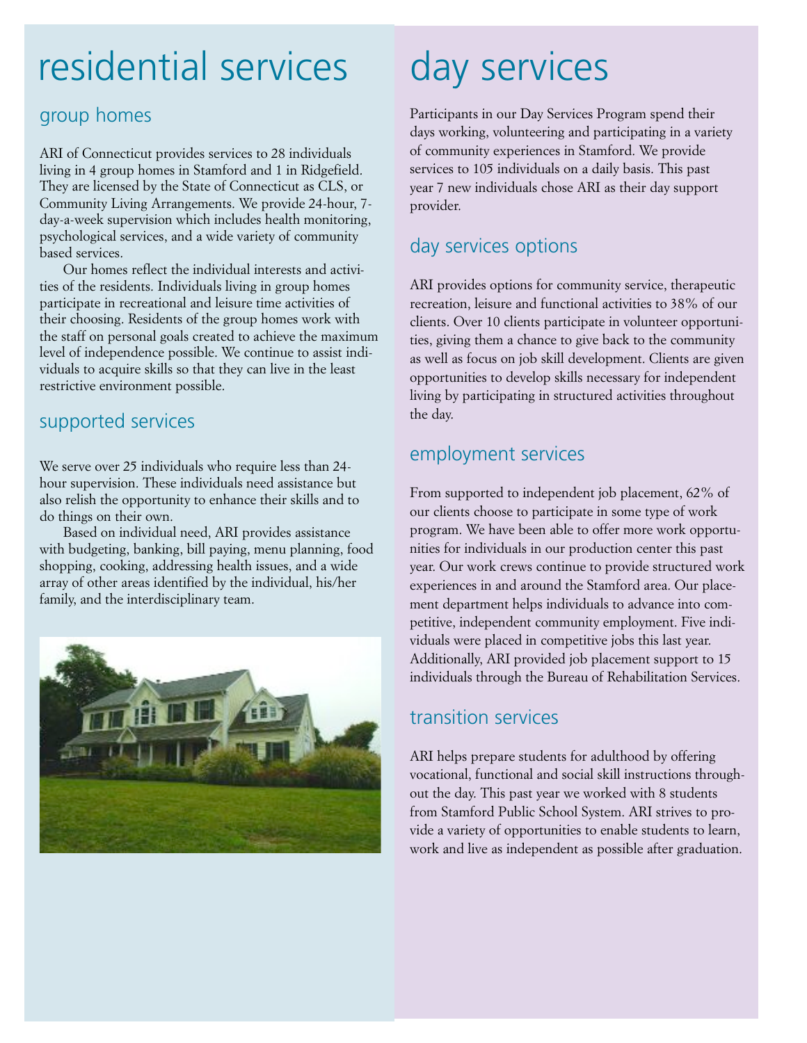# residential services

## group homes

ARI of Connecticut provides services to 28 individuals living in 4 group homes in Stamford and 1 in Ridgefield. They are licensed by the State of Connecticut as CLS, or Community Living Arrangements. We provide 24-hour, 7-day-a-week supervision which includes health monitoring, psychological services, and a wide variety of community based services.

Our homes reflect the individual interests and activities of the residents. Individuals living in group homes participate in recreational and leisure time activities of their choosing. Residents of the group homes work with the staff on personal goals created to achieve the maximum level of independence possible. We continue to assist individuals to acquire skills so that they can live in the least restrictive environment possible.

## supported services

We serve over 25 individuals who require less than 24-hour supervision. These individuals need assistance but also relish the opportunity to enhance their skills and to do things on their own.

Based on individual need, ARI provides assistance with budgeting, banking, bill paying, menu planning, food shopping, cooking, addressing health issues, and a wide array of other areas identified by the individual, his/her family, and the interdisciplinary team.

# day services

Participants in our Day Services Program spend their days working, volunteering and participating in a variety of community experiences in Stamford. We provide services to 105 individuals on a daily basis. This past year 7 new individuals chose ARI as their day support provider.

## day services options

ARI provides options for community service, therapeutic recreation, leisure and functional activities to 38% of our clients. Over 10 clients participate in volunteer opportunities, giving them a chance to give back to the community as well as focus on job skill development. Clients are given opportunities to develop skills necessary for independent living by participating in structured activities throughout the day.

## employment services

From supported to independent job placement, 62% of our clients choose to participate in some type of work program. We have been able to offer more work opportunities for individuals in our production center this past year. Our work crews continue to provide structured work experiences in and around the Stamford area. Our placement department helps individuals to advance into competitive, independent community employment. Five individuals were placed in competitive jobs this last year. Additionally, ARI provided job placement support to 15 individuals through the Bureau of Rehabilitation Services.

## transition services

ARI helps prepare students for adulthood by offering vocational, functional and social skill instructions throughout the day. This past year we worked with 8 students from Stamford Public School System. ARI strives to provide a variety of opportunities to enable students to learn, work and live as independent as possible after graduation.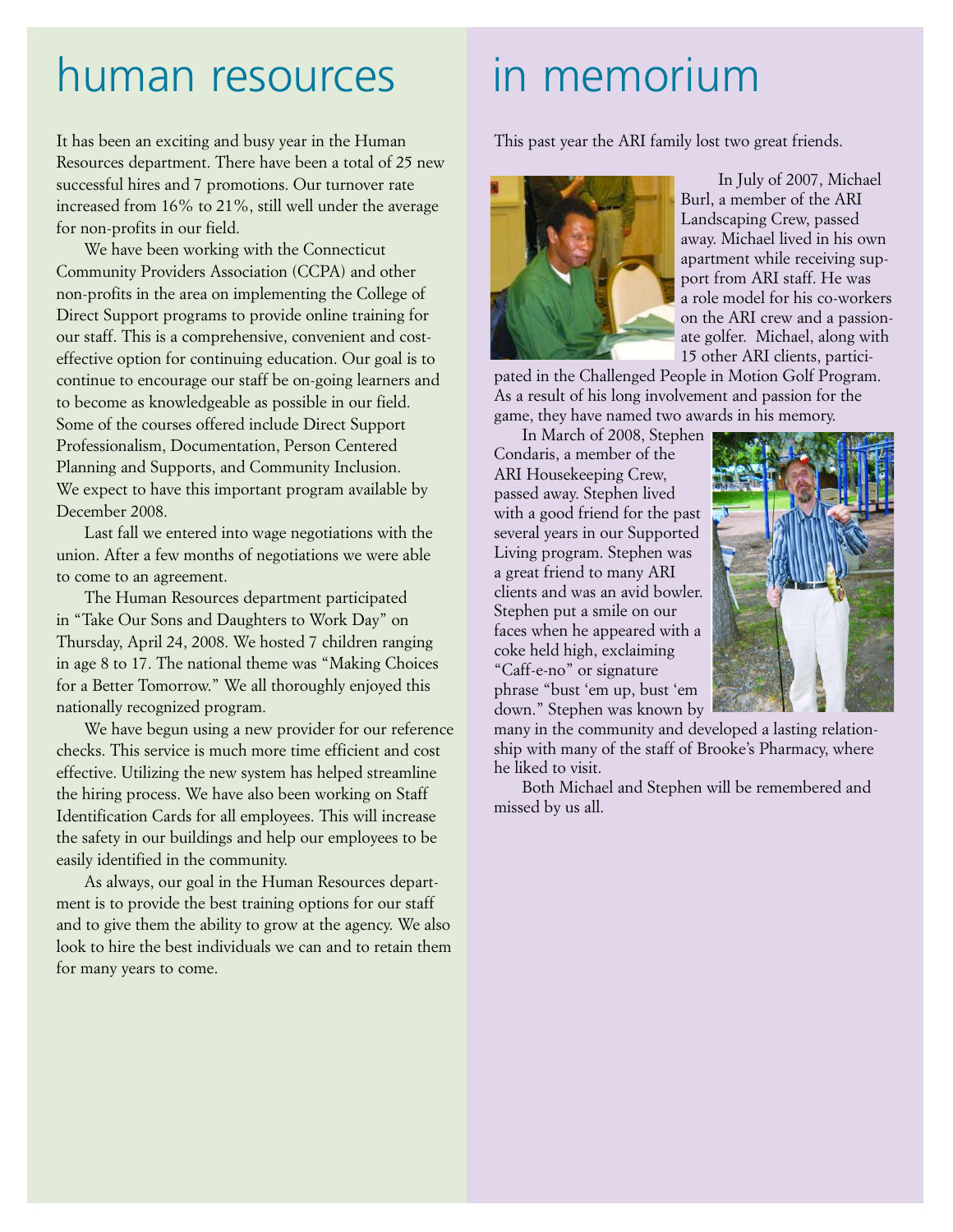# human resources

It has been an exciting and busy year in the Human Resources department. There have been a total of 25 new successful hires and 7 promotions. Our turnover rate increased from 16% to 21%, still well under the average for non-profits in our field.

We have been working with the Connecticut Community Providers Association (CCPA) and other non-profits in the area on implementing the College of Direct Support programs to provide online training for our staff. This is a comprehensive, convenient and cost-effective option for continuing education. Our goal is to continue to encourage our staff be on-going learners and to become as knowledgeable as possible in our field. Some of the courses offered include Direct Support Professionalism, Documentation, Person Centered Planning and Supports, and Community Inclusion. We expect to have this important program available by December 2008.

Last fall we entered into wage negotiations with the union. After a few months of negotiations we were able to come to an agreement.

The Human Resources department participated in "Take Our Sons and Daughters to Work Day" on Thursday, April 24, 2008. We hosted 7 children ranging in age 8 to 17. The national theme was "Making Choices for a Better Tomorrow." We all thoroughly enjoyed this nationally recognized program.

We have begun using a new provider for our reference checks. This service is much more time efficient and cost effective. Utilizing the new system has helped streamline the hiring process. We have also been working on Staff Identification Cards for all employees. This will increase the safety in our buildings and help our employees to be easily identified in the community.

As always, our goal in the Human Resources department is to provide the best training options for our staff and to give them the ability to grow at the agency. We also look to hire the best individuals we can and to retain them for many years to come.

# in memorium

This past year the ARI family lost two great friends.

In July of 2007, Michael Burl, a member of the ARI Landscaping Crew, passed away. Michael lived in his own apartment while receiving support from ARI staff. He was a role model for his co-workers on the ARI crew and a passionate golfer. Michael, along with 15 other ARI clients, participated in the Challenged People in Motion Golf Program. As a result of his long involvement and passion for the game, they have named two awards in his memory.

In March of 2008, Stephen Condaris, a member of the ARI Housekeeping Crew, passed away. Stephen lived with a good friend for the past several years in our Supported Living program. Stephen was a great friend to many ARI clients and was an avid bowler. Stephen put a smile on our faces when he appeared with a coke held high, exclaiming "Caff-e-no" or signature phrase "bust 'em up, bust 'em down." Stephen was known by many in the community and developed a lasting relationship with many of the staff of Brooke's Pharmacy, where he liked to visit.

Both Michael and Stephen will be remembered and missed by us all.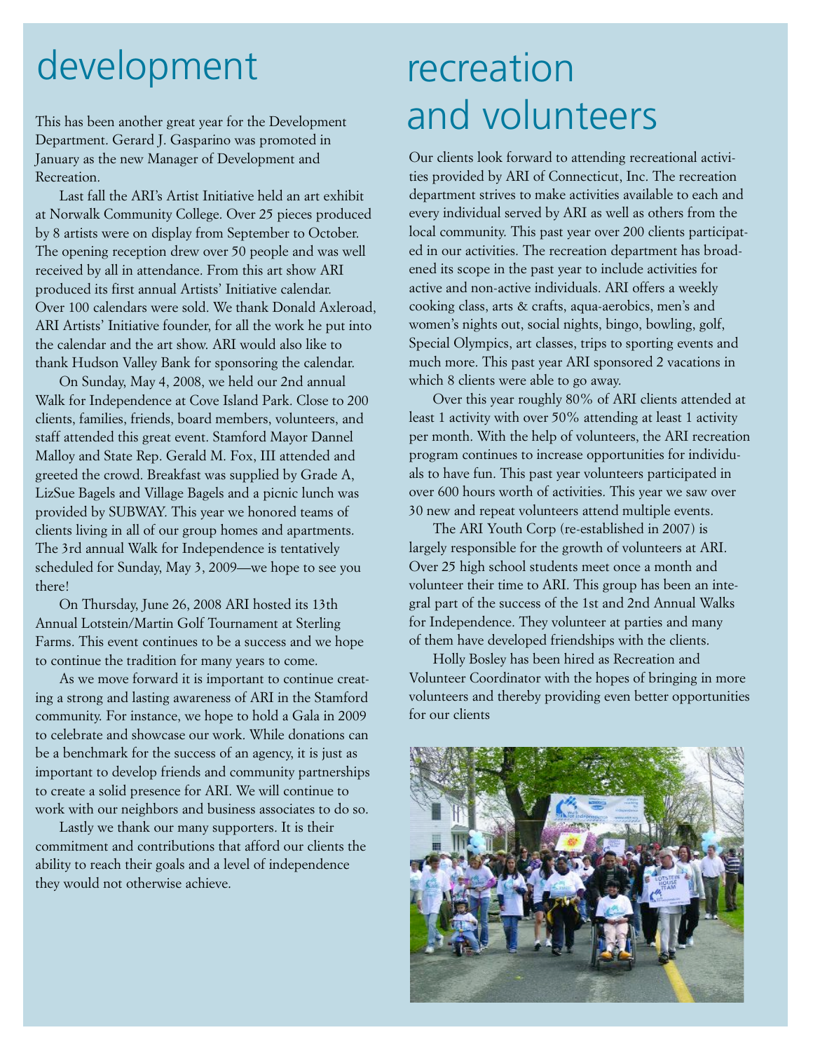# development

This has been another great year for the Development Department. Gerard J. Gasparino was promoted in January as the new Manager of Development and Recreation.

Last fall the ARI's Artist Initiative held an art exhibit at Norwalk Community College. Over 25 pieces produced by 8 artists were on display from September to October. The opening reception drew over 50 people and was well received by all in attendance. From this art show ARI produced its first annual Artists' Initiative calendar. Over 100 calendars were sold. We thank Donald Axleroad, ARI Artists' Initiative founder, for all the work he put into the calendar and the art show. ARI would also like to thank Hudson Valley Bank for sponsoring the calendar.

On Sunday, May 4, 2008, we held our 2nd annual Walk for Independence at Cove Island Park. Close to 200 clients, families, friends, board members, volunteers, and staff attended this great event. Stamford Mayor Dannel Malloy and State Rep. Gerald M. Fox, III attended and greeted the crowd. Breakfast was supplied by Grade A, LizSue Bagels and Village Bagels and a picnic lunch was provided by SUBWAY. This year we honored teams of clients living in all of our group homes and apartments. The 3rd annual Walk for Independence is tentatively scheduled for Sunday, May 3, 2009—we hope to see you there!

On Thursday, June 26, 2008 ARI hosted its 13th Annual Lotstein/Martin Golf Tournament at Sterling Farms. This event continues to be a success and we hope to continue the tradition for many years to come.

As we move forward it is important to continue creating a strong and lasting awareness of ARI in the Stamford community. For instance, we hope to hold a Gala in 2009 to celebrate and showcase our work. While donations can be a benchmark for the success of an agency, it is just as important to develop friends and community partnerships to create a solid presence for ARI. We will continue to work with our neighbors and business associates to do so.

Lastly we thank our many supporters. It is their commitment and contributions that afford our clients the ability to reach their goals and a level of independence they would not otherwise achieve.

# recreation and volunteers

Our clients look forward to attending recreational activities provided by ARI of Connecticut, Inc. The recreation department strives to make activities available to each and every individual served by ARI as well as others from the local community. This past year over 200 clients participated in our activities. The recreation department has broadened its scope in the past year to include activities for active and non-active individuals. ARI offers a weekly cooking class, arts & crafts, aqua-aerobics, men's and women's nights out, social nights, bingo, bowling, golf, Special Olympics, art classes, trips to sporting events and much more. This past year ARI sponsored 2 vacations in which 8 clients were able to go away.

Over this year roughly 80% of ARI clients attended at least 1 activity with over 50% attending at least 1 activity per month. With the help of volunteers, the ARI recreation program continues to increase opportunities for individuals to have fun. This past year volunteers participated in over 600 hours worth of activities. This year we saw over 30 new and repeat volunteers attend multiple events.

The ARI Youth Corp (re-established in 2007) is largely responsible for the growth of volunteers at ARI. Over 25 high school students meet once a month and volunteer their time to ARI. This group has been an integral part of the success of the 1st and 2nd Annual Walks for Independence. They volunteer at parties and many of them have developed friendships with the clients.

Holly Bosley has been hired as Recreation and Volunteer Coordinator with the hopes of bringing in more volunteers and thereby providing even better opportunities for our clients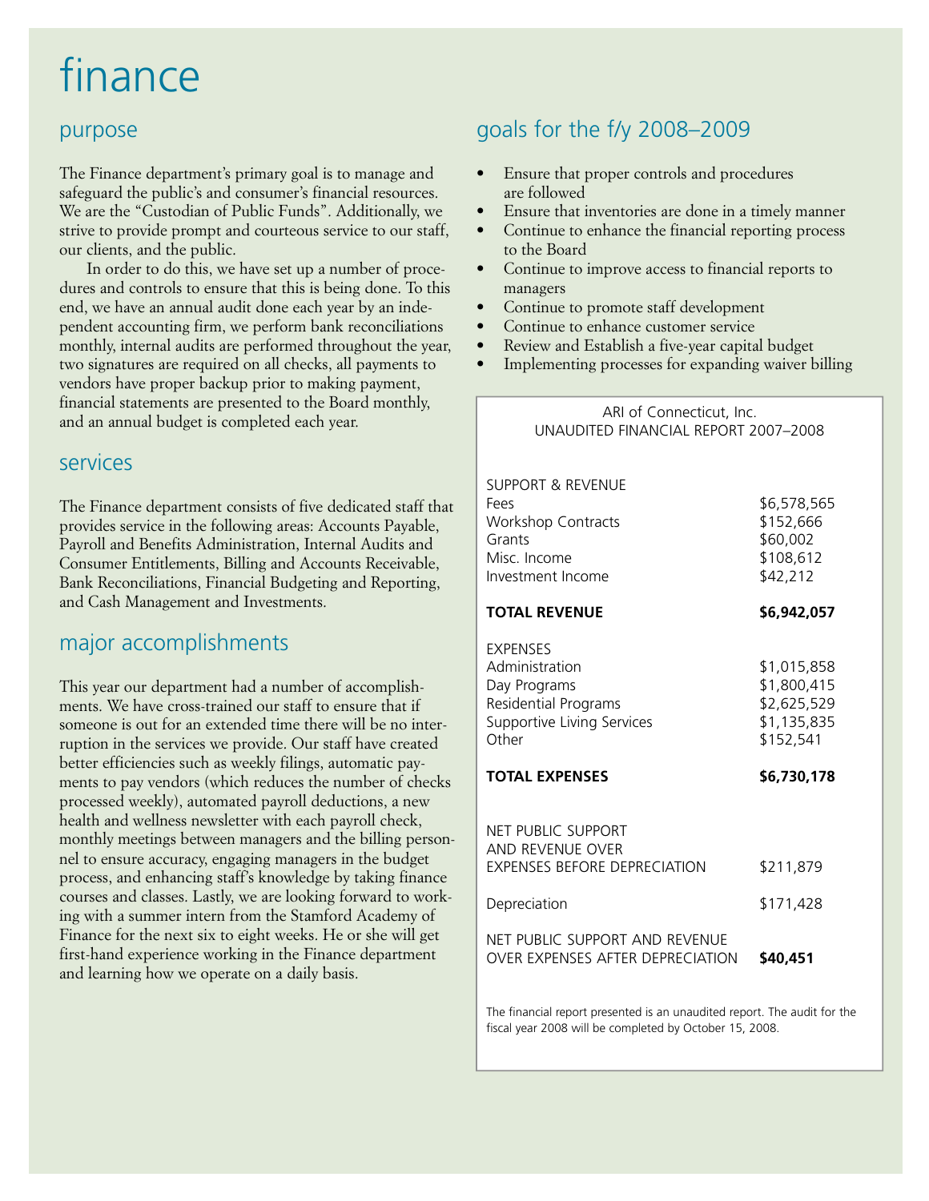# finance

## purpose

The Finance department's primary goal is to manage and safeguard the public's and consumer's financial resources. We are the "Custodian of Public Funds". Additionally, we strive to provide prompt and courteous service to our staff, our clients, and the public.

In order to do this, we have set up a number of procedures and controls to ensure that this is being done. To this end, we have an annual audit done each year by an independent accounting firm, we perform bank reconciliations monthly, internal audits are performed throughout the year, two signatures are required on all checks, all payments to vendors have proper backup prior to making payment, financial statements are presented to the Board monthly, and an annual budget is completed each year.

## services

The Finance department consists of five dedicated staff that provides service in the following areas: Accounts Payable, Payroll and Benefits Administration, Internal Audits and Consumer Entitlements, Billing and Accounts Receivable, Bank Reconciliations, Financial Budgeting and Reporting, and Cash Management and Investments.

## major accomplishments

This year our department had a number of accomplishments. We have cross-trained our staff to ensure that if someone is out for an extended time there will be no interruption in the services we provide. Our staff have created better efficiencies such as weekly filings, automatic payments to pay vendors (which reduces the number of checks processed weekly), automated payroll deductions, a new health and wellness newsletter with each payroll check, monthly meetings between managers and the billing personnel to ensure accuracy, engaging managers in the budget process, and enhancing staff's knowledge by taking finance courses and classes. Lastly, we are looking forward to working with a summer intern from the Stamford Academy of Finance for the next six to eight weeks. He or she will get first-hand experience working in the Finance department and learning how we operate on a daily basis.

## goals for the f/y 2008–2009

- Ensure that proper controls and procedures are followed
- Ensure that inventories are done in a timely manner
- Continue to enhance the financial reporting process to the Board
- Continue to improve access to financial reports to managers
- Continue to promote staff development
- Continue to enhance customer service
- Review and Establish a five-year capital budget
- Implementing processes for expanding waiver billing

ARI of Connecticut, Inc.
UNAUDITED FINANCIAL REPORT 2007–2008

| | |
|---|---|
| SUPPORT & REVENUE | |
| Fees | $6,578,565 |
| Workshop Contracts | $152,666 |
| Grants | $60,002 |
| Misc. Income | $108,612 |
| Investment Income | $42,212 |
| **TOTAL REVENUE** | **$6,942,057** |
| EXPENSES | |
| Administration | $1,015,858 |
| Day Programs | $1,800,415 |
| Residential Programs | $2,625,529 |
| Supportive Living Services | $1,135,835 |
| Other | $152,541 |
| **TOTAL EXPENSES** | **$6,730,178** |
| NET PUBLIC SUPPORT AND REVENUE OVER EXPENSES BEFORE DEPRECIATION | $211,879 |
| Depreciation | $171,428 |
| NET PUBLIC SUPPORT AND REVENUE OVER EXPENSES AFTER DEPRECIATION | **$40,451** |

The financial report presented is an unaudited report. The audit for the fiscal year 2008 will be completed by October 15, 2008.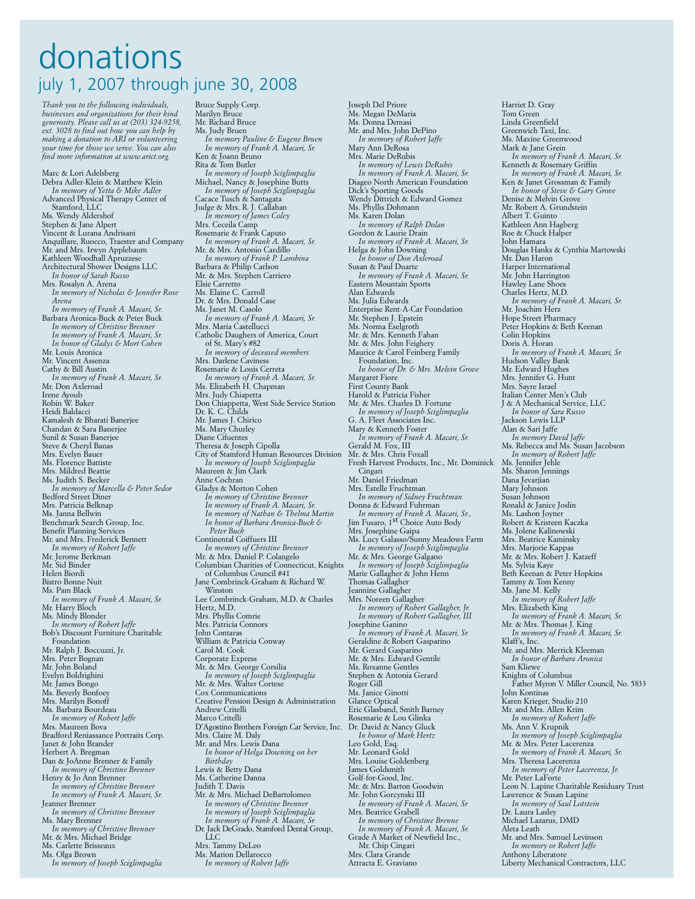# donations

## july 1, 2007 through june 30, 2008

*Thank you to the following individuals, businesses and organizations for their kind generosity. Please call us at (203) 324-9258, ext. 3028 to find out how you can help by making a donation to ARI or volunteering your time for those we serve. You can also find more information at www.arict.org.*

Marc & Lori Adelsberg
Debra Adler-Klein & Matthew Klein
*In memory of Yetta & Mike Adler*
Advanced Physical Therapy Center of Stamford, LLC
Ms. Wendy Aldershof
Stephen & Jane Alpert
Vincent & Lurana Andrisani
Anquillare, Ruocco, Traester and Company
Mr. and Mrs. Irwyn Applebaum
Kathleen Woodhall Apruzzese
Architectural Shower Designs LLC
*In honor of Sarah Russo*
Mrs. Rosalyn A. Arena
*In memory of Nicholas & Jennifer Rose Arena*
*In memory of Frank A. Macari, Sr.*
Barbara Aronica-Buck & Peter Buck
*In memory of Christine Brenner*
*In memory of Frank A. Macari, Sr.*
*In honor of Gladys & Mort Cohen*
Mr. Louis Aronica
Mr. Vincent Assenza
Cathy & Bill Austin
*In memory of Frank A. Macari, Sr.*
Mr. Don Axleroad
Irene Ayoub
Robin W. Baker
Heidi Baldacci
Kamalesh & Bharati Banerjee
Chandan & Sara Banerjee
Sunil & Susan Banerjee
Steve & Cheryl Banas
Mrs. Evelyn Bauer
Ms. Florence Battiste
Mrs. Mildred Beattie
Ms. Judith S. Becker
*In memory of Marcella & Peter Sedor*
Bedford Street Diner
Mrs. Patricia Belknap
Ms. Janna Bellwin
Benchmark Search Group, Inc.
Benefit Planning Services
Mr. and Mrs. Frederick Bennett
*In memory of Robert Jaffe*
Mr. Jerome Berkman
Mr. Sid Binder
Helen Biordi
Bistro Bonne Nuit
Ms. Pam Black
*In memory of Frank A. Macari, Sr.*
Mr. Harry Bloch
Ms. Mindy Blonder
*In memory of Robert Jaffe*
Bob's Discount Furniture Charitable Foundation
Mr. Ralph J. Boccuzzi, Jr.
Mrs. Peter Bognan
Mr. John Boland
Evelyn Boldrighini
Mr. James Bongo
Ms. Beverly Bonfoey
Mrs. Marilyn Bonoff
Ms. Barbara Bourdeau
*In memory of Robert Jaffe*
Mrs. Maureen Bova
Bradford Reniassance Portraits Corp.
Janet & John Brander
Herbert A. Bregman
Dan & JoAnne Brenner & Family
*In memory of Christine Brenner*
Henry & Jo Ann Brenner
*In memory of Christine Brenner*
*In memory of Frank A. Macari, Sr.*
Jeanner Brenner
*In memory of Christine Brenner*
Ms. Mary Brenner
*In memory of Christine Brenner*
Mr. & Mrs. Michael Bridge
Ms. Carlette Brisseaux
Ms. Olga Brown
*In memory of Joseph Sciglimpaglia*
Bruce Supply Corp.
Marilyn Bruce
Mr. Richard Bruce
Ms. Judy Bruen
*In memory Pauline & Eugene Bruen*
*In memory of Frank A. Macari, Sr.*
Ken & Joann Bruno
Rita & Tom Butler
*In memory of Joseph Sciglimpaglia*
Michael, Nancy & Josephine Butts
*In memory of Joseph Sciglimpaglia*
Cacace Tusch & Santagata
Judge & Mrs. R. J. Callahan
*In memory of James Coley*
Mrs. Ceceila Camp
Rosemarie & Frank Caputo
*In memory of Frank A. Macari, Sr.*
Mr. & Mrs. Antonio Cardillo
*In memory of Frank P. Larobina*
Barbara & Philip Carlson
Mr. & Mrs. Stephen Carriero
Elsie Carretto
Ms. Elaine C. Carroll
Dr. & Mrs. Donald Case
Ms. Janet M. Casolo
*In memory of Frank A. Macari, Sr.*
Mrs. Maria Castellucci
Catholic Daughters of America, Court of St. Mary's #82
*In memory of deceased members*
Mrs. Darlene Caviness
Rosemarie & Louis Cerreta
*In memory of Frank A. Macari, Sr.*
Ms. Elizabeth H. Chapman
Mrs. Judy Chiapetta
Don Chiappetta, West Side Service Station
Dr. K. C. Childs
Mr. James J. Chirico
Ms. Mary Churley
Diane Cifuentes
Theresa & Joseph Cipolla
City of Stamford Human Resources Division
*In memory of Joseph Sciglimpaglia*
Maureen & Jim Clark
Anne Cochran
Gladys & Morton Cohen
*In memory of Christine Brenner*
*In memory of Frank A. Macari, Sr.*
*In memory of Nathan & Thelma Martin*
*In honor of Barbara Aronica-Buck & Peter Buck*
Continental Coiffeurs III
*In memory of Christine Brenner*
Mr. & Mrs. Daniel P. Colangelo
Columbian Charities of Connecticut, Knights of Columbus Council #41
Jane Combrinck-Graham & Richard W. Winston
Lee Combrinck-Graham, M.D. & Charles Hertz, M.D.
Mrs. Phyllis Comrie
Mrs. Patricia Connors
John Contaras
William & Patricia Conway
Carol M. Cook
Corporate Express
Mr. & Mrs. George Corsilia
*In memory of Joseph Sciglimpaglia*
Mr. & Mrs. Walter Cortese
Cox Communications
Creative Pension Design & Administration
Andrew Critelli
Marco Critelli
D'Agostino Brothers Foreign Car Service, Inc.
Mrs. Claire M. Daly
Mr. and Mrs. Lewis Dana
*In honor of Helga Downing on her Birthday*
Lewis & Betty Dana
Ms. Catherine Danna
Judith T. Davis
Mr. & Mrs. Michael DeBartolomeo
*In memory of Christine Brenner*
*In memory of Joseph Sciglimpaglia*
*In memory of Frank A. Macari, Sr.*
Dr. Jack DeGrado, Stamford Dental Group, LLC
Mrs. Tammy DeLeo
Ms. Marion Dellarocco
*In memory of Robert Jaffe*
Joseph Del Priore
Ms. Megan DeMaria
Ms. Donna Demasi
Mr. and Mrs. John DePino
*In memory of Robert Jaffe*
Mary Ann DeRosa
Mrs. Marie DeRubis
*In memory of Lewis DeRubis*
*In memory of Frank A. Macari, Sr.*
Diageo North American Foundation
Dick's Sporting Goods
Wendy Dittrich & Edward Gomez
Ms. Phyllis Dohmann
Ms. Karen Dolan
*In memory of Ralph Dolan*
Gordon & Laurie Drain
*In memory of Frank A. Macari, Sr.*
Helga & John Downing
*In honor of Don Axleroad*
Susan & Paul Duarte
*In memory of Frank A. Macari, Sr.*
Eastern Mountain Sports
Alan Edwards
Ms. Julia Edwards
Enterprise Rent-A-Car Foundation
Mr. Stephen J. Epstein
Ms. Norma Eselgroth
Mr. & Mrs. Kenneth Fahan
Mr. & Mrs. John Feighery
Maurice & Carol Feinberg Family Foundation, Inc.
*In honor of Dr. & Mrs. Melvin Grove*
Margaret Fiore
First County Bank
Harold & Patricia Fisher
Mr. & Mrs. Charles D. Fortune
*In memory of Joseph Sciglimpaglia*
G. A. Fleet Associates Inc.
Mary & Kenneth Foster
*In memory of Frank A. Macari, Sr.*
Gerald M. Fox, III
Mr. & Mrs. Chris Foxall
Fresh Harvest Products, Inc., Mr. Dominick Cingari
Mr. Daniel Friedman
Mrs. Estelle Fruchtman
*In memory of Sidney Fruchtman*
Donna & Edward Fuhrman
*In memory of Frank A. Macari, Sr.,*
Jim Fusaro, 1st Choice Auto Body
Mrs. Josephine Gaipa
Ms. Lucy Galasso/Sunny Meadows Farm
*In memory of Joseph Sciglimpaglia*
Mr. & Mrs. George Galgano
*In memory of Joseph Sciglimpaglia*
Marie Gallagher & John Henn
Thomas Gallagher
Jeannine Gallagher
Mrs. Noreen Gallagher
*In memory of Robert Gallagher, Jr.*
*In memory of Robert Gallagher, III*
Josephine Ganino
*In memory of Frank A. Macari, Sr.*
Geraldine & Robert Gasparino
Mr. Gerard Gasparino
Mr. & Mrs. Edward Gentile
Ms. Roxanne Gentles
Stephen & Antonia Gerard
Roger Gill
Ms. Janice Ginotti
Glance Optical
Eric Glasband, Smith Barney
Rosemarie & Lou Glinka
Dr. David & Nancy Gluck
*In honor of Mark Hertz*
Leo Gold, Esq.
Mr. Leonard Gold
Mrs. Louise Goldenberg
James Goldsmith
Golf-for-Good, Inc.
Mr. & Mrs. Barton Goodwin
Mr. John Gorcynski III
*In memory of Frank A. Macari, Sr*
Mrs. Beatrice Grabell
*In memory of Christine Brenne*
*In memory of Frank A. Macari, Sr.*
Grade A Market of Newfield Inc., Mr. Chip Cingari
Mrs. Clara Grande
Attracta E. Graviano
Harriet D. Gray
Tom Green
Linda Greenfield
Greenwich Taxi, Inc.
Ms. Maxine Greenwood
Mark & Jane Grein
*In memory of Frank A. Macari, Sr.*
Kenneth & Rosemary Griffin
*In memory of Frank A. Macari, Sr.*
Ken & Janet Grossman & Family
*In honor of Steve & Gary Grove*
Denise & Melvin Grove
Mr. Robert A. Grundstein
Albert T. Guinto
Kathleen Ann Hagberg
Roe & Chuck Halper
John Hamara
Douglas Hanks & Cynthia Martowski
Mr. Dan Haron
Harper International
Mr. John Harrington
Hawley Lane Shoes
Charles Hertz, M.D.
*In memory of Frank A. Macari, Sr.*
Mr. Joachim Herz
Hope Street Pharmacy
Peter Hopkins & Beth Keenan
Colin Hopkins
Doris A. Horan
*In memory of Frank A. Macari, Sr.*
Hudson Valley Bank
Mr. Edward Hughes
Mrs. Jennifer G. Hunt
Mrs. Sayre Israel
Italian Center Men's Club
J & A Mechanical Service, LLC
*In honor of Sara Russo*
Jackson Lewis LLP
Alan & Sari Jaffe
*In memory David Jaffe*
Ms. Rebecca and Ms. Susan Jacobson
*In memory of Robert Jaffe*
Ms. Jennifer Jehle
Ms. Sharon Jennings
Dana Jevarjian
Mary Johnson
Susan Johnson
Ronald & Janice Joslin
Ms. Lashon Joyner
Robert & Kristeen Kaczka
Ms. Jolene Kalinowski
Mrs. Beatrice Kaminsky
Mrs. Marjorie Kappas
Mr. & Mrs. Robert J. Katzeff
Ms. Sylvia Kaye
Beth Keenan & Peter Hopkins
Tammy & Tom Kenny
Ms. Jane M. Kelly
*In memory of David Jaffe*
Mrs. Elizabeth King
*In memory of Frank A. Macari, Sr.*
Mr. & Mrs. Thomas J. King
*In memory of Frank A. Macari, Sr.*
Klaff's, Inc.
Mr. and Mrs. Merrick Kleeman
*In honor of Barbara Aronica*
Sam Kliewe
Knights of Columbus Father Myron V. Miller Council, No. 5833
John Kontinas
Karen Krieger, Studio 210
Mr. and Mrs. Allen Krim
*In memory of Robert Jaffe*
Ms. Ann V. Krupnik
*In memory of Joseph Sciglimpaglia*
Mr. & Mrs. Peter Lacerenza
*In memory of Frank A. Macari, Sr.*
Mrs. Theresa Lacerenza
*In memory of Peter Lacerenza, Jr.*
Mr. Peter LaForte
Leon N. Lapine Charitable Residuary Trust
Lawrence & Susan Lapine
*In memory of Saul Lotstein*
Dr. Laura Lasley
Michael Lazarus, DMD
Aleta Leath
Mr. and Mrs. Samuel Levinson
*In memory or Robert Jaffe*
Anthony Liberatore
Liberty Mechanical Contractors, LLC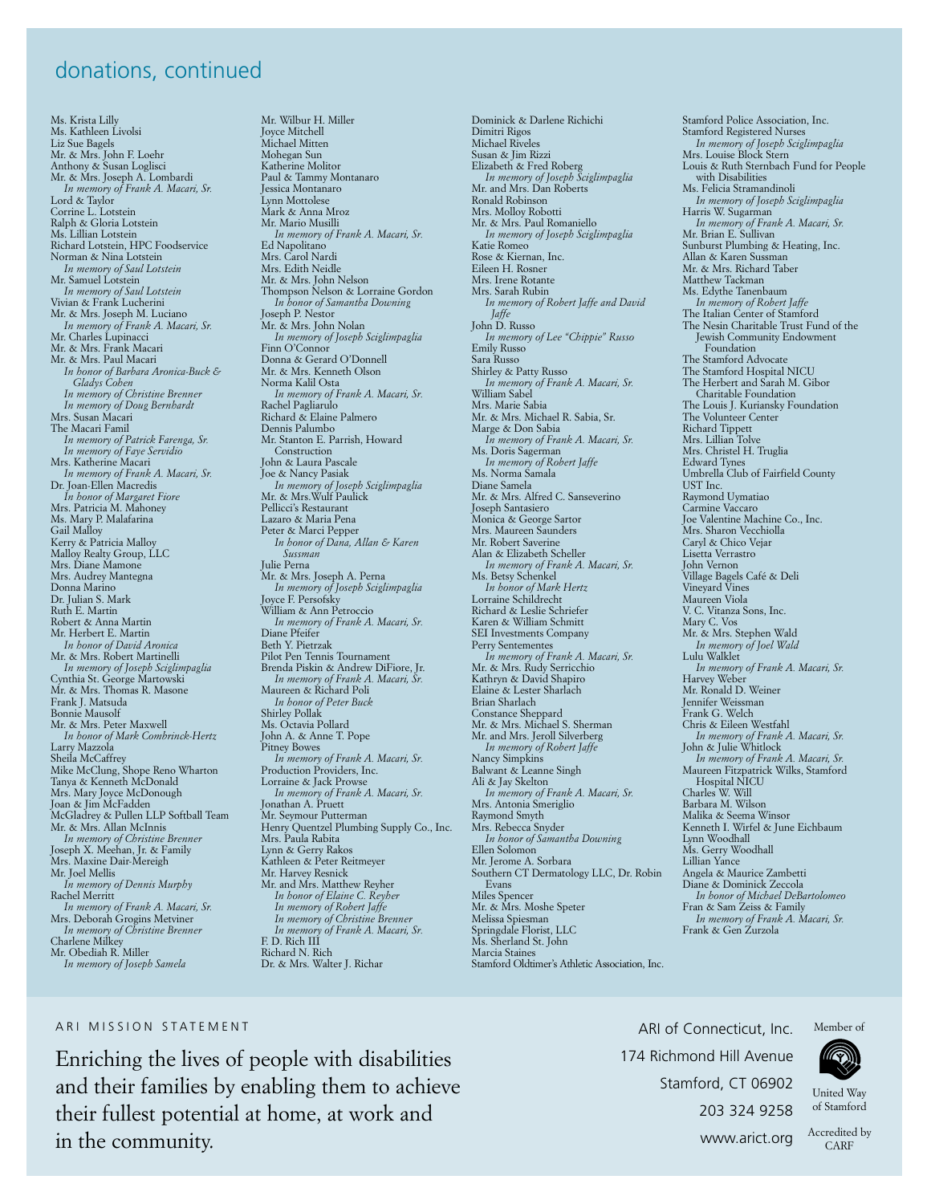## donations, continued

Ms. Krista Lilly
Ms. Kathleen Livolsi
Liz Sue Bagels
Mr. & Mrs. John F. Loehr
Anthony & Susan Loglisci
Mr. & Mrs. Joseph A. Lombardi
*In memory of Frank A. Macari, Sr.*
Lord & Taylor
Corrine L. Lotstein
Ralph & Gloria Lotstein
Ms. Lillian Lotstein
Richard Lotstein, HPC Foodservice
Norman & Nina Lotstein
*In memory of Saul Lotstein*
Mr. Samuel Lotstein
*In memory of Saul Lotstein*
Vivian & Frank Lucherini
Mr. & Mrs. Joseph M. Luciano
*In memory of Frank A. Macari, Sr.*
Mr. Charles Lupinacci
Mr. & Mrs. Frank Macari
Mr. & Mrs. Paul Macari
*In honor of Barbara Aronica-Buck & Gladys Cohen*
*In memory of Christine Brenner*
*In memory of Doug Bernhardt*
Mrs. Susan Macari
The Macari Famil
*In memory of Patrick Farenga, Sr.*
*In memory of Faye Servidio*
Mrs. Katherine Macari
*In memory of Frank A. Macari, Sr.*
Dr. Joan-Ellen Macredis
*In honor of Margaret Fiore*
Mrs. Patricia M. Mahoney
Ms. Mary P. Malafarina
Gail Malloy
Kerry & Patricia Malloy
Malloy Realty Group, LLC
Mrs. Diane Mamone
Mrs. Audrey Mantegna
Donna Marino
Dr. Julian S. Mark
Ruth E. Martin
Robert & Anna Martin
Mr. Herbert E. Martin
*In honor of David Aronica*
Mr. & Mrs. Robert Martinelli
*In memory of Joseph Sciglimpaglia*
Cynthia St. George Martowski
Mr. & Mrs. Thomas R. Masone
Frank J. Matsuda
Bonnie Mausolf
Mr. & Mrs. Peter Maxwell
*In honor of Mark Combrinck-Hertz*
Larry Mazzola
Sheila McCaffrey
Mike McClung, Shope Reno Wharton
Tanya & Kenneth McDonald
Mrs. Mary Joyce McDonough
Joan & Jim McFadden
McGladrey & Pullen LLP Softball Team
Mr. & Mrs. Allan McInnis
*In memory of Christine Brenner*
Joseph X. Meehan, Jr. & Family
Mrs. Maxine Dair-Mereigh
Mr. Joel Mellis
*In memory of Dennis Murphy*
Rachel Merritt
*In memory of Frank A. Macari, Sr.*
Mrs. Deborah Grogins Metviner
*In memory of Christine Brenner*
Charlene Milkey
Mr. Obediah R. Miller
*In memory of Joseph Samela*

Mr. Wilbur H. Miller
Joyce Mitchell
Michael Mitten
Mohegan Sun
Katherine Molitor
Paul & Tammy Montanaro
Jessica Montanaro
Lynn Mottolese
Mark & Anna Mroz
Mr. Mario Musilli
*In memory of Frank A. Macari, Sr.*
Ed Napolitano
Mrs. Carol Nardi
Mrs. Edith Neidle
Mr. & Mrs. John Nelson
Thompson Nelson & Lorraine Gordon
*In honor of Samantha Downing*
Joseph P. Nestor
Mr. & Mrs. John Nolan
*In memory of Joseph Sciglimpaglia*
Finn O'Connor
Donna & Gerard O'Donnell
Mr. & Mrs. Kenneth Olson
Norma Kalil Osta
*In memory of Frank A. Macari, Sr.*
Rachel Pagliarulo
Richard & Elaine Palmero
Dennis Palumbo
Mr. Stanton E. Parrish, Howard Construction
John & Laura Pascale
Joe & Nancy Pasiak
*In memory of Joseph Sciglimpaglia*
Mr. & Mrs.Wulf Paulick
Pellicci's Restaurant
Lazaro & Maria Pena
Peter & Marci Pepper
*In honor of Dana, Allan & Karen Sussman*
Julie Perna
Mr. & Mrs. Joseph A. Perna
*In memory of Joseph Sciglimpaglia*
Joyce F. Persofsky
William & Ann Petroccio
*In memory of Frank A. Macari, Sr.*
Diane Pfeifer
Beth Y. Pietrzak
Pilot Pen Tennis Tournament
Brenda Piskin & Andrew DiFiore, Jr.
*In memory of Frank A. Macari, Sr.*
Maureen & Richard Poli
*In honor of Peter Buck*
Shirley Pollak
Ms. Octavia Pollard
John A. & Anne T. Pope
Pitney Bowes
*In memory of Frank A. Macari, Sr.*
Production Providers, Inc.
Lorraine & Jack Prowse
*In memory of Frank A. Macari, Sr.*
Jonathan A. Pruett
Mr. Seymour Putterman
Henry Quentzel Plumbing Supply Co., Inc.
Mrs. Paula Rabita
Lynn & Gerry Rakos
Kathleen & Peter Reitmeyer
Mr. Harvey Resnick
Mr. and Mrs. Matthew Reyher
*In honor of Elaine C. Reyher*
*In memory of Robert Jaffe*
*In memory of Christine Brenner*
*In memory of Frank A. Macari, Sr.*
F. D. Rich III
Richard N. Rich
Dr. & Mrs. Walter J. Richar

Dominick & Darlene Richichi
Dimitri Rigos
Michael Riveles
Susan & Jim Rizzi
Elizabeth & Fred Roberg
*In memory of Joseph Sciglimpaglia*
Mr. and Mrs. Dan Roberts
Ronald Robinson
Mrs. Molloy Robotti
Mr. & Mrs. Paul Romaniello
*In memory of Joseph Sciglimpaglia*
Katie Romeo
Rose & Kiernan, Inc.
Eileen H. Rosner
Mrs. Irene Rotante
Mrs. Sarah Rubin
*In memory of Robert Jaffe and David Jaffe*
John D. Russo
*In memory of Lee "Chippie" Russo*
Emily Russo
Sara Russo
Shirley & Patty Russo
*In memory of Frank A. Macari, Sr.*
William Sabel
Mrs. Marie Sabia
Mr. & Mrs. Michael R. Sabia, Sr.
Marge & Don Sabia
*In memory of Frank A. Macari, Sr.*
Ms. Doris Sagerman
*In memory of Robert Jaffe*
Ms. Norma Samala
Diane Samela
Mr. & Mrs. Alfred C. Sanseverino
Joseph Santasiero
Monica & George Sartor
Mrs. Maureen Saunders
Mr. Robert Saverine
Alan & Elizabeth Scheller
*In memory of Frank A. Macari, Sr.*
Ms. Betsy Schenkel
*In honor of Mark Hertz*
Lorraine Schildrecht
Richard & Leslie Schriefer
Karen & William Schmitt
SEI Investments Company
Perry Sentementes
*In memory of Frank A. Macari, Sr.*
Mr. & Mrs. Rudy Serricchio
Kathryn & David Shapiro
Elaine & Lester Sharlach
Brian Sharlach
Constance Sheppard
Mr. & Mrs. Michael S. Sherman
Mr. and Mrs. Jeroll Silverberg
*In memory of Robert Jaffe*
Nancy Simpkins
Balwant & Leanne Singh
Ali & Jay Skelton
*In memory of Frank A. Macari, Sr.*
Mrs. Antonia Smeriglio
Raymond Smyth
Mrs. Rebecca Snyder
*In honor of Samantha Downing*
Ellen Solomon
Mr. Jerome A. Sorbara
Southern CT Dermatology LLC, Dr. Robin Evans
Miles Spencer
Mr. & Mrs. Moshe Speter
Melissa Spiesman
Springdale Florist, LLC
Ms. Sherland St. John
Marcia Staines
Stamford Oldtimer's Athletic Association, Inc.

Stamford Police Association, Inc.
Stamford Registered Nurses
*In memory of Joseph Sciglimpaglia*
Mrs. Louise Block Stern
Louis & Ruth Sternbach Fund for People with Disabilities
Ms. Felicia Stramandinoli
*In memory of Joseph Sciglimpaglia*
Harris W. Sugarman
*In memory of Frank A. Macari, Sr.*
Mr. Brian E. Sullivan
Sunburst Plumbing & Heating, Inc.
Allan & Karen Sussman
Mr. & Mrs. Richard Taber
Matthew Tackman
Ms. Edythe Tanenbaum
*In memory of Robert Jaffe*
The Italian Center of Stamford
The Nesin Charitable Trust Fund of the Jewish Community Endowment Foundation
The Stamford Advocate
The Stamford Hospital NICU
The Herbert and Sarah M. Gibor Charitable Foundation
The Louis J. Kuriansky Foundation
The Volunteer Center
Richard Tippett
Mrs. Lillian Tolve
Mrs. Christel H. Truglia
Edward Tynes
Umbrella Club of Fairfield County
UST Inc.
Raymond Uymatiao
Carmine Vaccaro
Joe Valentine Machine Co., Inc.
Mrs. Sharon Vecchiolla
Caryl & Chico Vejar
Lisetta Verrastro
John Vernon
Village Bagels Café & Deli
Vineyard Vines
Maureen Viola
V. C. Vitanza Sons, Inc.
Mary C. Vos
Mr. & Mrs. Stephen Wald
*In memory of Joel Wald*
Lulu Walklet
*In memory of Frank A. Macari, Sr.*
Harvey Weber
Mr. Ronald D. Weiner
Jennifer Weissman
Frank G. Welch
Chris & Eileen Westfahl
*In memory of Frank A. Macari, Sr.*
John & Julie Whitlock
*In memory of Frank A. Macari, Sr.*
Maureen Fitzpatrick Wilks, Stamford Hospital NICU
Charles W. Will
Barbara M. Wilson
Malika & Seema Winsor
Kenneth I. Wirfel & June Eichbaum
Lynn Woodhall
Ms. Gerry Woodhall
Lillian Yance
Angela & Maurice Zambetti
Diane & Dominick Zeccola
*In honor of Michael DeBartolomeo*
Fran & Sam Zeiss & Family
*In memory of Frank A. Macari, Sr.*
Frank & Gen Zurzola

ARI MISSION STATEMENT

Enriching the lives of people with disabilities and their families by enabling them to achieve their fullest potential at home, at work and in the community.

ARI of Connecticut, Inc.
174 Richmond Hill Avenue
Stamford, CT 06902
203 324 9258
www.arict.org

Member of United Way of Stamford

Accredited by CARF